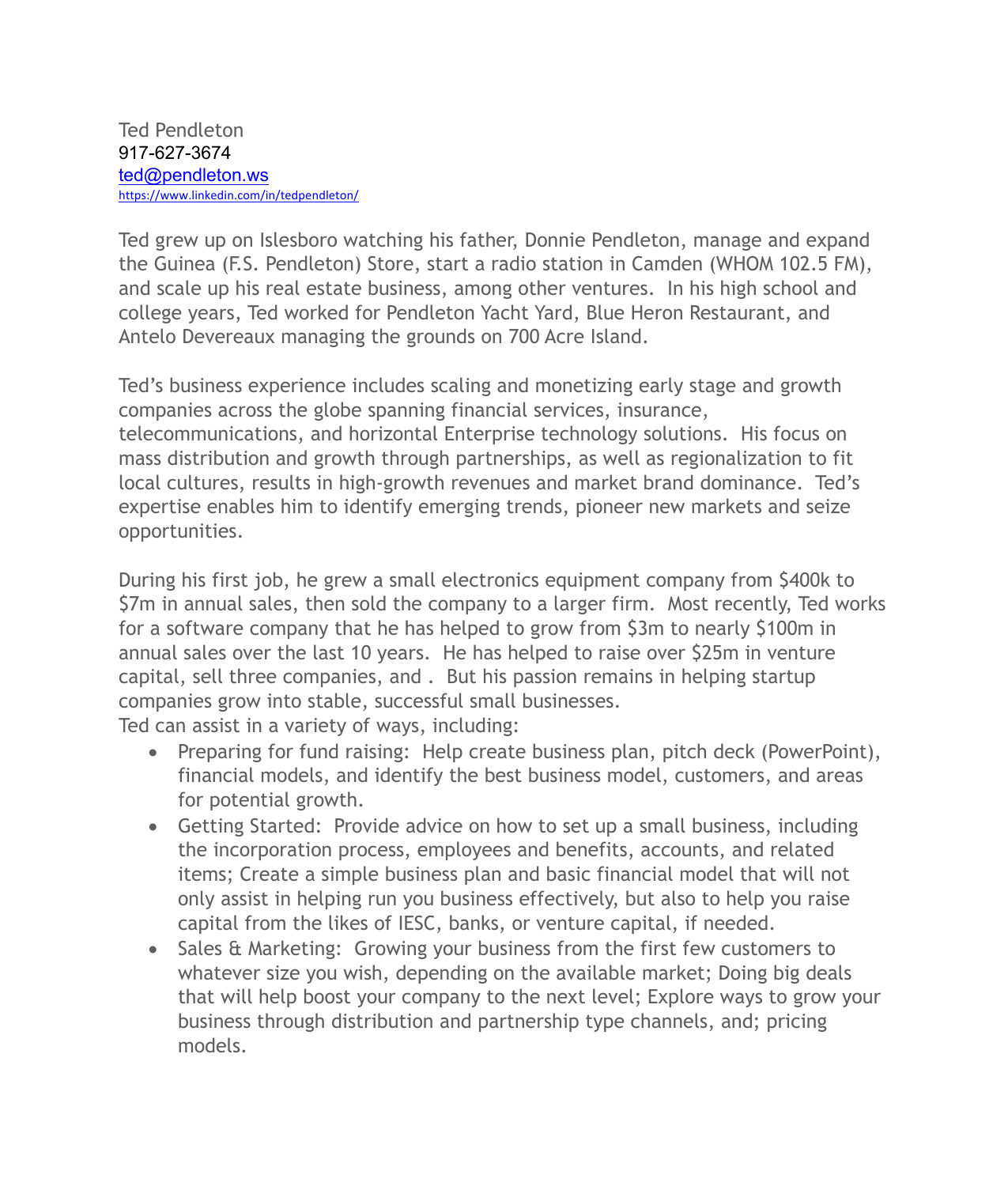Ted Pendleton
917-627-3674
ted@pendleton.ws
https://www.linkedin.com/in/tedpendleton/

Ted grew up on Islesboro watching his father, Donnie Pendleton, manage and expand the Guinea (F.S. Pendleton) Store, start a radio station in Camden (WHOM 102.5 FM), and scale up his real estate business, among other ventures. In his high school and college years, Ted worked for Pendleton Yacht Yard, Blue Heron Restaurant, and Antelo Devereaux managing the grounds on 700 Acre Island.

Ted's business experience includes scaling and monetizing early stage and growth companies across the globe spanning financial services, insurance, telecommunications, and horizontal Enterprise technology solutions. His focus on mass distribution and growth through partnerships, as well as regionalization to fit local cultures, results in high-growth revenues and market brand dominance. Ted's expertise enables him to identify emerging trends, pioneer new markets and seize opportunities.

During his first job, he grew a small electronics equipment company from $400k to $7m in annual sales, then sold the company to a larger firm. Most recently, Ted works for a software company that he has helped to grow from $3m to nearly $100m in annual sales over the last 10 years. He has helped to raise over $25m in venture capital, sell three companies, and . But his passion remains in helping startup companies grow into stable, successful small businesses.
Ted can assist in a variety of ways, including:

- Preparing for fund raising: Help create business plan, pitch deck (PowerPoint), financial models, and identify the best business model, customers, and areas for potential growth.
- Getting Started: Provide advice on how to set up a small business, including the incorporation process, employees and benefits, accounts, and related items; Create a simple business plan and basic financial model that will not only assist in helping run you business effectively, but also to help you raise capital from the likes of IESC, banks, or venture capital, if needed.
- Sales & Marketing: Growing your business from the first few customers to whatever size you wish, depending on the available market; Doing big deals that will help boost your company to the next level; Explore ways to grow your business through distribution and partnership type channels, and; pricing models.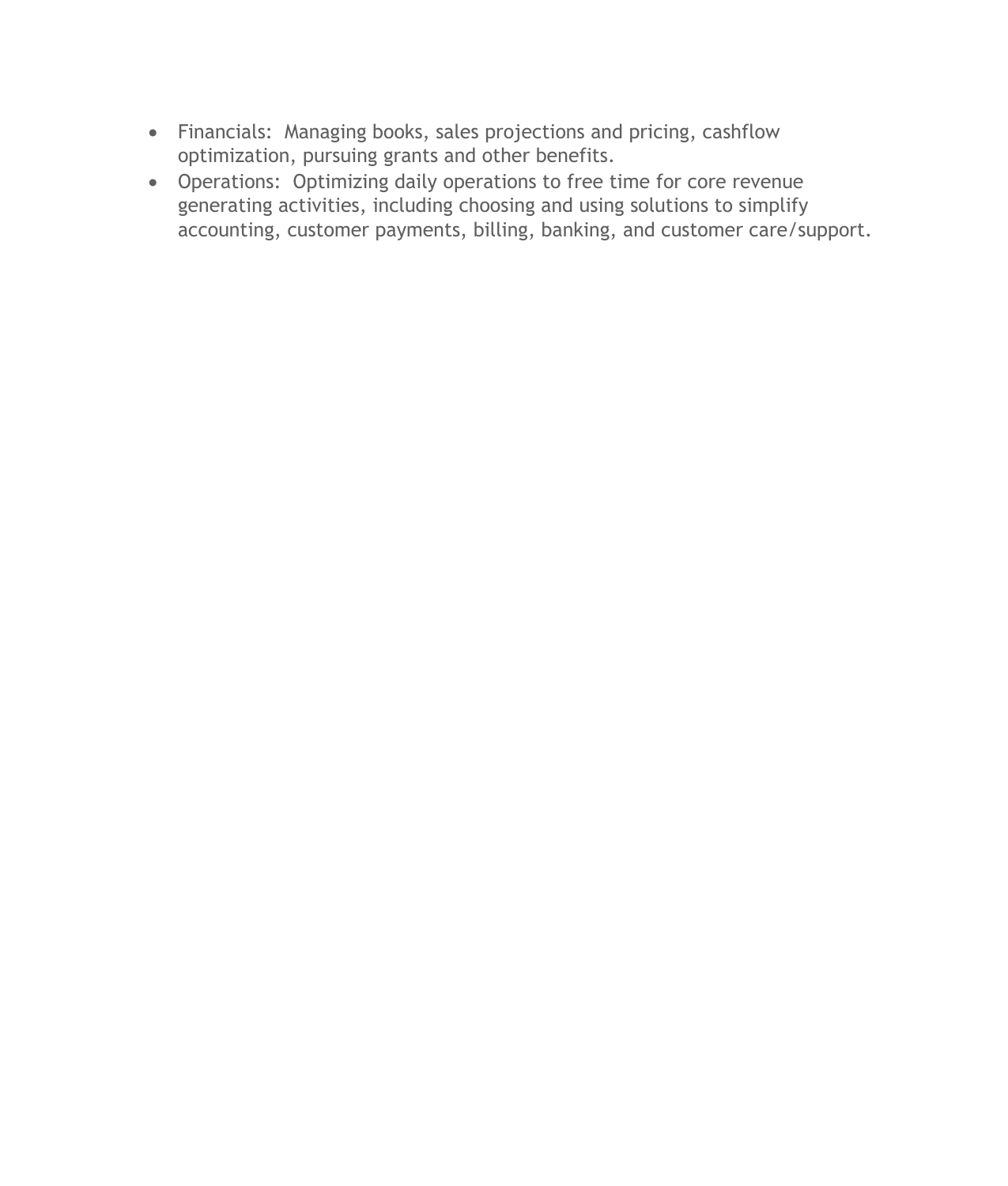- Financials:  Managing books, sales projections and pricing, cashflow optimization, pursuing grants and other benefits.
- Operations:  Optimizing daily operations to free time for core revenue generating activities, including choosing and using solutions to simplify accounting, customer payments, billing, banking, and customer care/support.